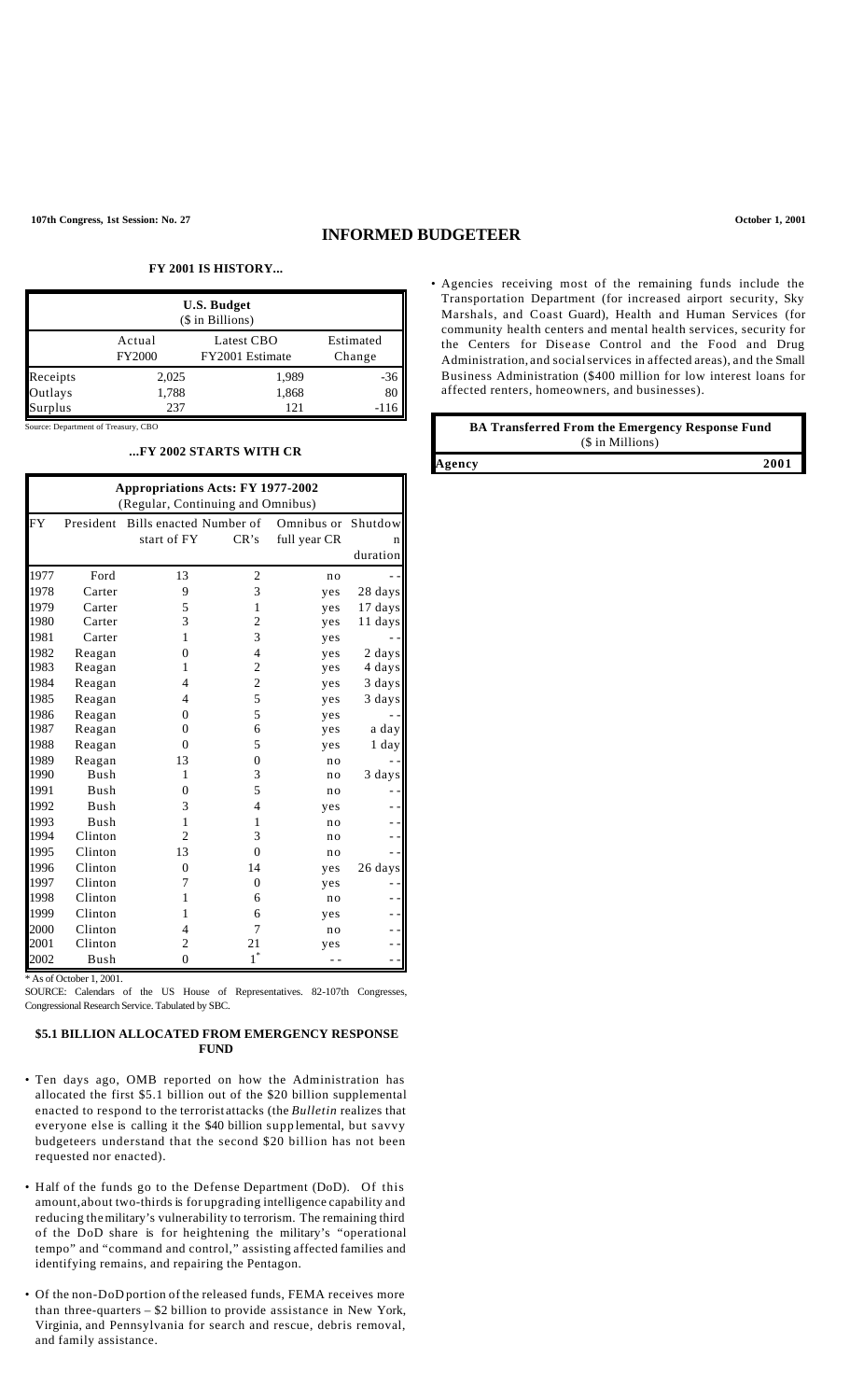# INFORMED BUDGETEER

## FY 2001 IS HISTORY...

| U.S. Budget ($ in Billions) | | | |
|---|---|---|---|
| | Actual FY2000 | Latest CBO FY2001 Estimate | Estimated Change |
| Receipts | 2,025 | 1,989 | -36 |
| Outlays | 1,788 | 1,868 | 80 |
| Surplus | 237 | 121 | -116 |

Source: Department of Treasury, CBO

## ...FY 2002 STARTS WITH CR

| Appropriations Acts: FY 1977-2002 (Regular, Continuing and Omnibus) | | | | | |
|---|---|---|---|---|---|
| FY | President | Bills enacted start of FY | Number of CR's | Omnibus or full year CR | Shutdown duration |
| 1977 | Ford | 13 | 2 | no | -- |
| 1978 | Carter | 9 | 3 | yes | 28 days |
| 1979 | Carter | 5 | 1 | yes | 17 days |
| 1980 | Carter | 3 | 2 | yes | 11 days |
| 1981 | Carter | 1 | 3 | yes | -- |
| 1982 | Reagan | 0 | 4 | yes | 2 days |
| 1983 | Reagan | 1 | 2 | yes | 4 days |
| 1984 | Reagan | 4 | 2 | yes | 3 days |
| 1985 | Reagan | 4 | 5 | yes | 3 days |
| 1986 | Reagan | 0 | 5 | yes | -- |
| 1987 | Reagan | 0 | 6 | yes | a day |
| 1988 | Reagan | 0 | 5 | yes | 1 day |
| 1989 | Reagan | 13 | 0 | no | -- |
| 1990 | Bush | 1 | 3 | no | 3 days |
| 1991 | Bush | 0 | 5 | no | -- |
| 1992 | Bush | 3 | 4 | yes | -- |
| 1993 | Bush | 1 | 1 | no | -- |
| 1994 | Clinton | 2 | 3 | no | -- |
| 1995 | Clinton | 13 | 0 | no | -- |
| 1996 | Clinton | 0 | 14 | yes | 26 days |
| 1997 | Clinton | 7 | 0 | yes | -- |
| 1998 | Clinton | 1 | 6 | no | -- |
| 1999 | Clinton | 1 | 6 | yes | -- |
| 2000 | Clinton | 4 | 7 | no | -- |
| 2001 | Clinton | 2 | 21 | yes | -- |
| 2002 | Bush | 0 | 1* | -- | -- |

\* As of October 1, 2001.

SOURCE: Calendars of the US House of Representatives. 82-107th Congresses, Congressional Research Service. Tabulated by SBC.

## $5.1 BILLION ALLOCATED FROM EMERGENCY RESPONSE FUND

- Ten days ago, OMB reported on how the Administration has allocated the first $5.1 billion out of the $20 billion supplemental enacted to respond to the terrorist attacks (the *Bulletin* realizes that everyone else is calling it the $40 billion supplemental, but savvy budgeteers understand that the second $20 billion has not been requested nor enacted).

- Half of the funds go to the Defense Department (DoD). Of this amount, about two-thirds is for upgrading intelligence capability and reducing the military's vulnerability to terrorism. The remaining third of the DoD share is for heightening the military's "operational tempo" and "command and control," assisting affected families and identifying remains, and repairing the Pentagon.

- Of the non-DoD portion of the released funds, FEMA receives more than three-quarters – $2 billion to provide assistance in New York, Virginia, and Pennsylvania for search and rescue, debris removal, and family assistance.

- Agencies receiving most of the remaining funds include the Transportation Department (for increased airport security, Sky Marshals, and Coast Guard), Health and Human Services (for community health centers and mental health services, security for the Centers for Disease Control and the Food and Drug Administration, and social services in affected areas), and the Small Business Administration ($400 million for low interest loans for affected renters, homeowners, and businesses).

| BA Transferred From the Emergency Response Fund ($ in Millions) | |
|---|---|
| Agency | 2001 |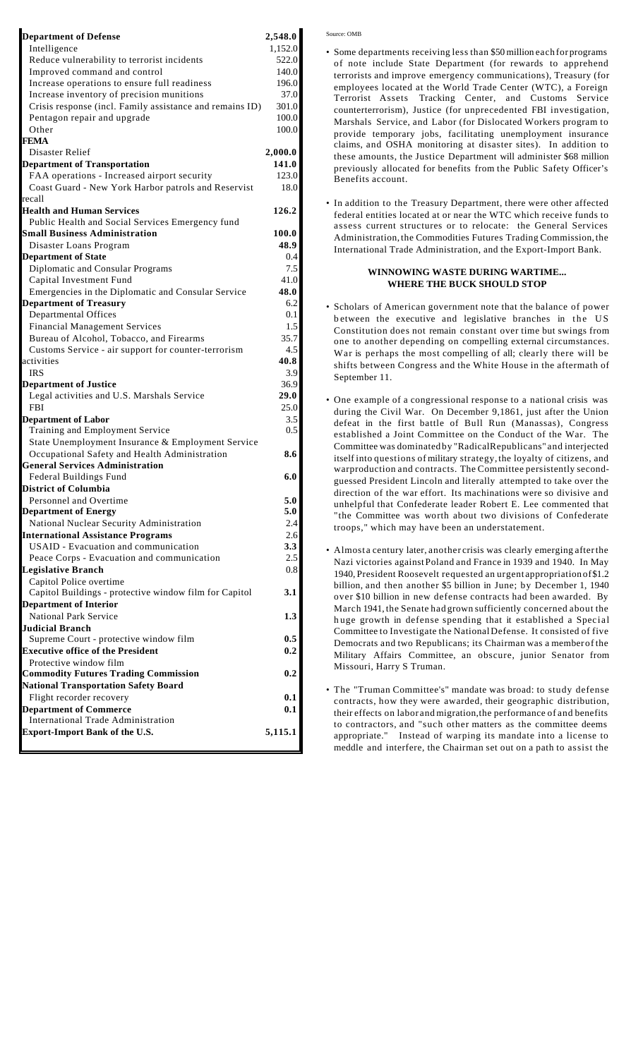| Department of Defense | 2,548.0 |
| --- | --- |
| Intelligence | 1,152.0 |
| Reduce vulnerability to terrorist incidents | 522.0 |
| Improved command and control | 140.0 |
| Increase operations to ensure full readiness | 196.0 |
| Increase inventory of precision munitions | 37.0 |
| Crisis response (incl. Family assistance and remains ID) | 301.0 |
| Pentagon repair and upgrade | 100.0 |
| Other | 100.0 |
| **FEMA** | |
| Disaster Relief | **2,000.0** |
| **Department of Transportation** | **141.0** |
| FAA operations - Increased airport security | 123.0 |
| Coast Guard - New York Harbor patrols and Reservist recall | 18.0 |
| **Health and Human Services** | **126.2** |
| Public Health and Social Services Emergency fund | |
| **Small Business Administration** | **100.0** |
| Disaster Loans Program | **48.9** |
| **Department of State** | 0.4 |
| Diplomatic and Consular Programs | 7.5 |
| Capital Investment Fund | 41.0 |
| Emergencies in the Diplomatic and Consular Service | **48.0** |
| **Department of Treasury** | 6.2 |
| Departmental Offices | 0.1 |
| Financial Management Services | 1.5 |
| Bureau of Alcohol, Tobacco, and Firearms | 35.7 |
| Customs Service - air support for counter-terrorism | 4.5 |
| activities | **40.8** |
| IRS | 3.9 |
| **Department of Justice** | 36.9 |
| Legal activities and U.S. Marshals Service | **29.0** |
| FBI | 25.0 |
| **Department of Labor** | 3.5 |
| Training and Employment Service | 0.5 |
| State Unemployment Insurance & Employment Service | |
| Occupational Safety and Health Administration | **8.6** |
| **General Services Administration** | |
| Federal Buildings Fund | **6.0** |
| **District of Columbia** | |
| Personnel and Overtime | **5.0** |
| **Department of Energy** | **5.0** |
| National Nuclear Security Administration | 2.4 |
| **International Assistance Programs** | 2.6 |
| USAID - Evacuation and communication | **3.3** |
| Peace Corps - Evacuation and communication | 2.5 |
| **Legislative Branch** | 0.8 |
| Capitol Police overtime | |
| Capitol Buildings - protective window film for Capitol | **3.1** |
| **Department of Interior** | |
| National Park Service | **1.3** |
| **Judicial Branch** | |
| Supreme Court - protective window film | **0.5** |
| **Executive office of the President** | **0.2** |
| Protective window film | |
| **Commodity Futures Trading Commission** | **0.2** |
| **National Transportation Safety Board** | |
| Flight recorder recovery | **0.1** |
| **Department of Commerce** | **0.1** |
| International Trade Administration | |
| **Export-Import Bank of the U.S.** | **5,115.1** |

Source: OMB

- Some departments receiving less than $50 million each for programs of note include State Department (for rewards to apprehend terrorists and improve emergency communications), Treasury (for employees located at the World Trade Center (WTC), a Foreign Terrorist Assets Tracking Center, and Customs Service counterterrorism), Justice (for unprecedented FBI investigation, Marshals Service, and Labor (for Dislocated Workers program to provide temporary jobs, facilitating unemployment insurance claims, and OSHA monitoring at disaster sites). In addition to these amounts, the Justice Department will administer $68 million previously allocated for benefits from the Public Safety Officer's Benefits account.

- In addition to the Treasury Department, there were other affected federal entities located at or near the WTC which receive funds to assess current structures or to relocate: the General Services Administration, the Commodities Futures Trading Commission, the International Trade Administration, and the Export-Import Bank.

### WINNOWING WASTE DURING WARTIME... WHERE THE BUCK SHOULD STOP

- Scholars of American government note that the balance of power between the executive and legislative branches in the US Constitution does not remain constant over time but swings from one to another depending on compelling external circumstances. War is perhaps the most compelling of all; clearly there will be shifts between Congress and the White House in the aftermath of September 11.

- One example of a congressional response to a national crisis was during the Civil War. On December 9,1861, just after the Union defeat in the first battle of Bull Run (Manassas), Congress established a Joint Committee on the Conduct of the War. The Committee was dominated by "RadicalRepublicans" and interjected itself into questions of military strategy, the loyalty of citizens, and warproduction and contracts. The Committee persistently second-guessed President Lincoln and literally attempted to take over the direction of the war effort. Its machinations were so divisive and unhelpful that Confederate leader Robert E. Lee commented that "the Committee was worth about two divisions of Confederate troops," which may have been an understatement.

- Almost a century later, another crisis was clearly emerging after the Nazi victories against Poland and France in 1939 and 1940. In May 1940, President Roosevelt requested an urgent appropriation of $1.2 billion, and then another $5 billion in June; by December 1, 1940 over $10 billion in new defense contracts had been awarded. By March 1941, the Senate had grown sufficiently concerned about the huge growth in defense spending that it established a Special Committee to Investigate the National Defense. It consisted of five Democrats and two Republicans; its Chairman was a member of the Military Affairs Committee, an obscure, junior Senator from Missouri, Harry S Truman.

- The "Truman Committee's" mandate was broad: to study defense contracts, how they were awarded, their geographic distribution, their effects on labor and migration, the performance of and benefits to contractors, and "such other matters as the committee deems appropriate." Instead of warping its mandate into a license to meddle and interfere, the Chairman set out on a path to assist the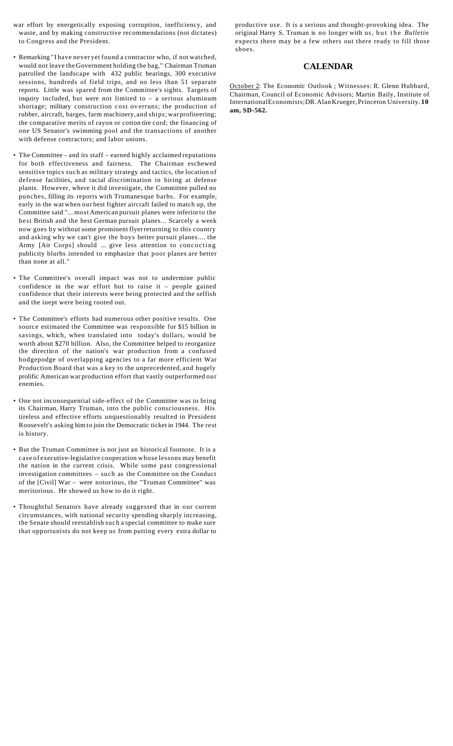war effort by energetically exposing corruption, inefficiency, and waste, and by making constructive recommendations (not dictates) to Congress and the President.

- Remarking "I have never yet found a contractor who, if not watched, would not leave the Government holding the bag," Chairman Truman patrolled the landscape with 432 public hearings, 300 executive sessions, hundreds of field trips, and no less than 51 separate reports. Little was spared from the Committee's sights. Targets of inquiry included, but were not limited to – a serious aluminum shortage; military construction cost overruns; the production of rubber, aircraft, barges, farm machinery, and ships; war profiteering; the comparative merits of rayon or cotton tire cord; the financing of one US Senator's swimming pool and the transactions of another with defense contractors; and labor unions.

- The Committee – and its staff – earned highly acclaimed reputations for both effectiveness and fairness. The Chairman eschewed sensitive topics such as military strategy and tactics, the location of defense facilities, and racial discrimination in hiring at defense plants. However, where it did investigate, the Committee pulled no punches, filling its reports with Trumanesque barbs. For example, early in the war when our best fighter aircraft failed to match up, the Committee said "... most American pursuit planes were inferior to the best British and the best German pursuit planes... Scarcely a week now goes by without some prominent flyer returning to this country and asking why we can't give the boys better pursuit planes.... the Army [Air Corps] should ... give less attention to concocting publicity blurbs intended to emphasize that poor planes are better than none at all."

- The Committee's overall impact was not to undermine public confidence in the war effort but to raise it – people gained confidence that their interests were being protected and the selfish and the inept were being rooted out.

- The Committee's efforts had numerous other positive results. One source estimated the Committee was responsible for $15 billion in savings, which, when translated into today's dollars, would be worth about $270 billion. Also, the Committee helped to reorganize the direction of the nation's war production from a confused hodgepodge of overlapping agencies to a far more efficient War Production Board that was a key to the unprecedented, and hugely prolific American war production effort that vastly outperformed our enemies.

- One not inconsequential side-effect of the Committee was to bring its Chairman, Harry Truman, into the public consciousness. His tireless and effective efforts unquestionably resulted in President Roosevelt's asking him to join the Democratic ticket in 1944. The rest is history.

- But the Truman Committee is not just an historical footnote. It is a case of executive-legislative cooperation whose lessons may benefit the nation in the current crisis. While some past congressional investigation committees – such as the Committee on the Conduct of the [Civil] War – were notorious, the "Truman Committee" was meritorious. He showed us how to do it right.

- Thoughtful Senators have already suggested that in our current circumstances, with national security spending sharply increasing, the Senate should reestablish such a special committee to make sure that opportunists do not keep us from putting every extra dollar to productive use. It is a serious and thought-provoking idea. The original Harry S. Truman is no longer with us, but the *Bulletin* expects there may be a few others out there ready to fill those shoes.

## CALENDAR

October 2: The Economic Outlook ; Witnesses: R. Glenn Hubbard, Chairman, Council of Economic Advisors; Martin Baily, Institute of International Economists; DR. Alan Krueger, Princeton University. **10 am, SD-562.**